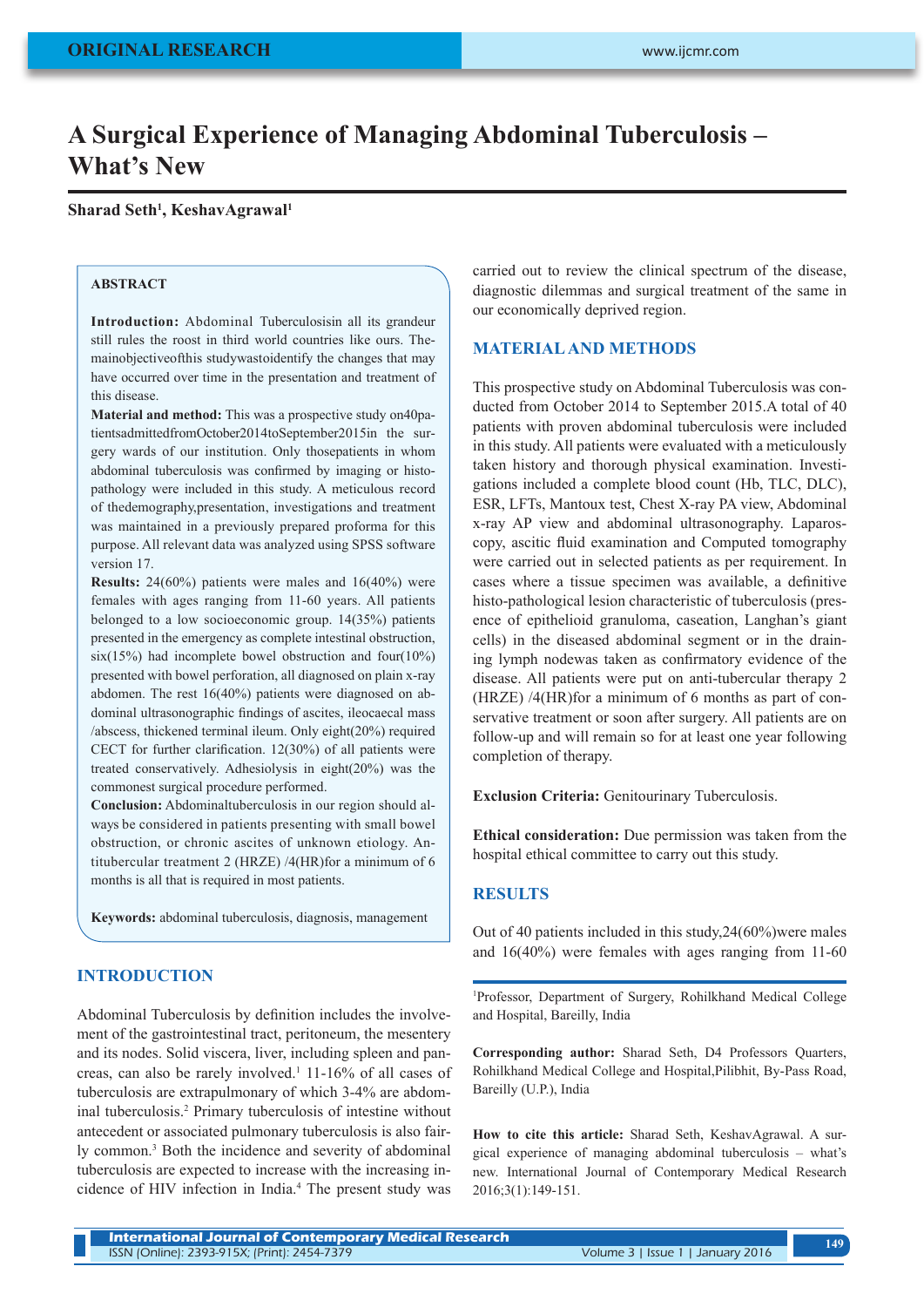ORIGINAL RESEARCH

# A Surgical Experience of Managing Abdominal Tuberculosis – What's New

**Sharad Seth[1], KeshavAgrawal[1]**

## ABSTRACT

**Introduction:** Abdominal Tuberculosisin all its grandeur still rules the roost in third world countries like ours. Themainobjectiveofthis studywastoidentify the changes that may have occurred over time in the presentation and treatment of this disease.

**Material and method:** This was a prospective study on40patientsadmittedfromOctober2014toSeptember2015in the surgery wards of our institution. Only thosepatients in whom abdominal tuberculosis was confirmed by imaging or histopathology were included in this study. A meticulous record of thedemography,presentation, investigations and treatment was maintained in a previously prepared proforma for this purpose. All relevant data was analyzed using SPSS software version 17.

**Results:** 24(60%) patients were males and 16(40%) were females with ages ranging from 11-60 years. All patients belonged to a low socioeconomic group. 14(35%) patients presented in the emergency as complete intestinal obstruction, six(15%) had incomplete bowel obstruction and four(10%) presented with bowel perforation, all diagnosed on plain x-ray abdomen. The rest 16(40%) patients were diagnosed on abdominal ultrasonographic findings of ascites, ileocaecal mass /abscess, thickened terminal ileum. Only eight(20%) required CECT for further clarification. 12(30%) of all patients were treated conservatively. Adhesiolysis in eight(20%) was the commonest surgical procedure performed.

**Conclusion:** Abdominaltuberculosis in our region should always be considered in patients presenting with small bowel obstruction, or chronic ascites of unknown etiology. Antitubercular treatment 2 (HRZE) /4(HR)for a minimum of 6 months is all that is required in most patients.

**Keywords:** abdominal tuberculosis, diagnosis, management

## INTRODUCTION

Abdominal Tuberculosis by definition includes the involvement of the gastrointestinal tract, peritoneum, the mesentery and its nodes. Solid viscera, liver, including spleen and pancreas, can also be rarely involved.[1] 11-16% of all cases of tuberculosis are extrapulmonary of which 3-4% are abdominal tuberculosis.[2] Primary tuberculosis of intestine without antecedent or associated pulmonary tuberculosis is also fairly common.[3] Both the incidence and severity of abdominal tuberculosis are expected to increase with the increasing incidence of HIV infection in India.[4] The present study was carried out to review the clinical spectrum of the disease, diagnostic dilemmas and surgical treatment of the same in our economically deprived region.

## MATERIAL AND METHODS

This prospective study on Abdominal Tuberculosis was conducted from October 2014 to September 2015.A total of 40 patients with proven abdominal tuberculosis were included in this study. All patients were evaluated with a meticulously taken history and thorough physical examination. Investigations included a complete blood count (Hb, TLC, DLC), ESR, LFTs, Mantoux test, Chest X-ray PA view, Abdominal x-ray AP view and abdominal ultrasonography. Laparoscopy, ascitic fluid examination and Computed tomography were carried out in selected patients as per requirement. In cases where a tissue specimen was available, a definitive histo-pathological lesion characteristic of tuberculosis (presence of epithelioid granuloma, caseation, Langhan's giant cells) in the diseased abdominal segment or in the draining lymph nodewas taken as confirmatory evidence of the disease. All patients were put on anti-tubercular therapy 2 (HRZE) /4(HR)for a minimum of 6 months as part of conservative treatment or soon after surgery. All patients are on follow-up and will remain so for at least one year following completion of therapy.

**Exclusion Criteria:** Genitourinary Tuberculosis.

**Ethical consideration:** Due permission was taken from the hospital ethical committee to carry out this study.

## RESULTS

Out of 40 patients included in this study,24(60%)were males and 16(40%) were females with ages ranging from 11-60

[1]Professor, Department of Surgery, Rohilkhand Medical College and Hospital, Bareilly, India

**Corresponding author:** Sharad Seth, D4 Professors Quarters, Rohilkhand Medical College and Hospital,Pilibhit, By-Pass Road, Bareilly (U.P.), India

**How to cite this article:** Sharad Seth, KeshavAgrawal. A surgical experience of managing abdominal tuberculosis – what's new. International Journal of Contemporary Medical Research 2016;3(1):149-151.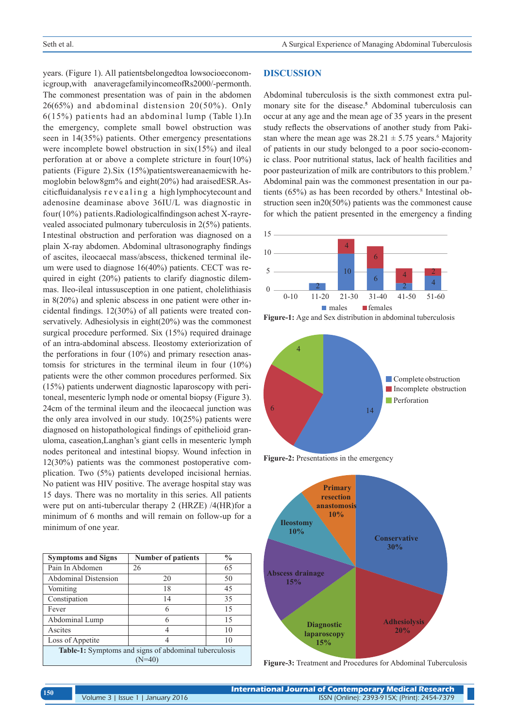years. (Figure 1). All patients belonged to a low socioeconomic group, with an average family income of Rs2000/- per month. The commonest presentation was of pain in the abdomen 26(65%) and abdominal distension 20(50%). Only 6(15%) patients had an abdominal lump (Table 1). In the emergency, complete small bowel obstruction was seen in 14(35%) patients. Other emergency presentations were incomplete bowel obstruction in six(15%) and ileal perforation at or above a complete stricture in four(10%) patients (Figure 2). Six (15%) patients were anaemic with hemoglobin below 8gm% and eight(20%) had a raised ESR. Ascitic fluid analysis revealing a high lymphocyte count and adenosine deaminase above 36IU/L was diagnostic in four(10%) patients. Radiological findings on a chest X-ray revealed associated pulmonary tuberculosis in 2(5%) patients. Intestinal obstruction and perforation was diagnosed on a plain X-ray abdomen. Abdominal ultrasonography findings of ascites, ileocaecal mass/abscess, thickened terminal ileum were used to diagnose 16(40%) patients. CECT was required in eight (20%) patients to clarify diagnostic dilemmas. Ileo-ileal intussusception in one patient, cholelithiasis in 8(20%) and splenic abscess in one patient were other incidental findings. 12(30%) of all patients were treated conservatively. Adhesiolysis in eight(20%) was the commonest surgical procedure performed. Six (15%) required drainage of an intra-abdominal abscess. Ileostomy exteriorization of the perforations in four (10%) and primary resection anastomsis for strictures in the terminal ileum in four (10%) patients were the other common procedures performed. Six (15%) patients underwent diagnostic laparoscopy with peritoneal, mesenteric lymph node or omental biopsy (Figure 3). 24cm of the terminal ileum and the ileocaecal junction was the only area involved in our study. 10(25%) patients were diagnosed on histopathological findings of epithelioid granuloma, caseation, Langhan's giant cells in mesenteric lymph nodes peritoneal and intestinal biopsy. Wound infection in 12(30%) patients was the commonest postoperative complication. Two (5%) patients developed incisional hernias. No patient was HIV positive. The average hospital stay was 15 days. There was no mortality in this series. All patients were put on anti-tubercular therapy 2 (HRZE) /4(HR) for a minimum of 6 months and will remain on follow-up for a minimum of one year.

| Symptoms and Signs | Number of patients | % |
|---|---|---|
| Pain In Abdomen | 26 | 65 |
| Abdominal Distension | 20 | 50 |
| Vomiting | 18 | 45 |
| Constipation | 14 | 35 |
| Fever | 6 | 15 |
| Abdominal Lump | 6 | 15 |
| Ascites | 4 | 10 |
| Loss of Appetite | 4 | 10 |

**Table-1:** Symptoms and signs of abdominal tuberculosis (N=40)

## DISCUSSION

Abdominal tuberculosis is the sixth commonest extra pulmonary site for the disease.[5] Abdominal tuberculosis can occur at any age and the mean age of 35 years in the present study reflects the observations of another study from Pakistan where the mean age was 28.21 ± 5.75 years.[6] Majority of patients in our study belonged to a poor socio-economic class. Poor nutritional status, lack of health facilities and poor pasteurization of milk are contributors to this problem.[7] Abdominal pain was the commonest presentation in our patients (65%) as has been recorded by others.[8] Intestinal obstruction seen in20(50%) patients was the commonest cause for which the patient presented in the emergency a finding

**Figure-1:** Age and Sex distribution in abdominal tuberculosis

**Figure-2:** Presentations in the emergency

**Figure-3:** Treatment and Procedures for Abdominal Tuberculosis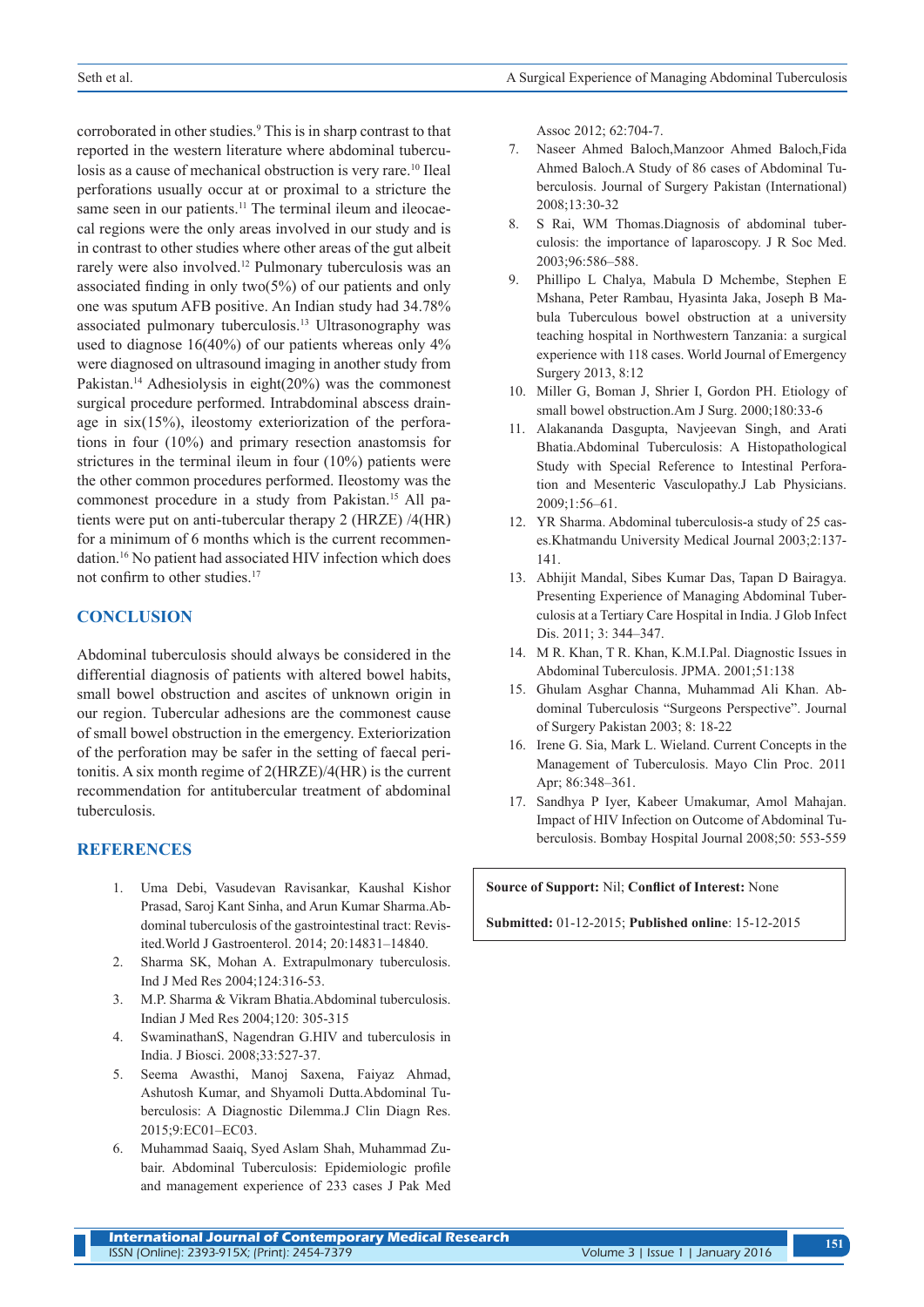corroborated in other studies.[9] This is in sharp contrast to that reported in the western literature where abdominal tuberculosis as a cause of mechanical obstruction is very rare.[10] Ileal perforations usually occur at or proximal to a stricture the same seen in our patients.[11] The terminal ileum and ileocaecal regions were the only areas involved in our study and is in contrast to other studies where other areas of the gut albeit rarely were also involved.[12] Pulmonary tuberculosis was an associated finding in only two(5%) of our patients and only one was sputum AFB positive. An Indian study had 34.78% associated pulmonary tuberculosis.[13] Ultrasonography was used to diagnose 16(40%) of our patients whereas only 4% were diagnosed on ultrasound imaging in another study from Pakistan.[14] Adhesiolysis in eight(20%) was the commonest surgical procedure performed. Intrabdominal abscess drainage in six(15%), ileostomy exteriorization of the perforations in four (10%) and primary resection anastomsis for strictures in the terminal ileum in four (10%) patients were the other common procedures performed. Ileostomy was the commonest procedure in a study from Pakistan.[15] All patients were put on anti-tubercular therapy 2 (HRZE) /4(HR) for a minimum of 6 months which is the current recommendation.[16] No patient had associated HIV infection which does not confirm to other studies.[17]

## CONCLUSION

Abdominal tuberculosis should always be considered in the differential diagnosis of patients with altered bowel habits, small bowel obstruction and ascites of unknown origin in our region. Tubercular adhesions are the commonest cause of small bowel obstruction in the emergency. Exteriorization of the perforation may be safer in the setting of faecal peritonitis. A six month regime of 2(HRZE)/4(HR) is the current recommendation for antitubercular treatment of abdominal tuberculosis.

## REFERENCES

1. Uma Debi, Vasudevan Ravisankar, Kaushal Kishor Prasad, Saroj Kant Sinha, and Arun Kumar Sharma.Abdominal tuberculosis of the gastrointestinal tract: Revisited.World J Gastroenterol. 2014; 20:14831–14840.
2. Sharma SK, Mohan A. Extrapulmonary tuberculosis. Ind J Med Res 2004;124:316-53.
3. M.P. Sharma & Vikram Bhatia.Abdominal tuberculosis. Indian J Med Res 2004;120: 305-315
4. SwaminathanS, Nagendran G.HIV and tuberculosis in India. J Biosci. 2008;33:527-37.
5. Seema Awasthi, Manoj Saxena, Faiyaz Ahmad, Ashutosh Kumar, and Shyamoli Dutta.Abdominal Tuberculosis: A Diagnostic Dilemma.J Clin Diagn Res. 2015;9:EC01–EC03.
6. Muhammad Saaiq, Syed Aslam Shah, Muhammad Zubair. Abdominal Tuberculosis: Epidemiologic profile and management experience of 233 cases J Pak Med Assoc 2012; 62:704-7.
7. Naseer Ahmed Baloch,Manzoor Ahmed Baloch,Fida Ahmed Baloch.A Study of 86 cases of Abdominal Tuberculosis. Journal of Surgery Pakistan (International) 2008;13:30-32
8. S Rai, WM Thomas.Diagnosis of abdominal tuberculosis: the importance of laparoscopy. J R Soc Med. 2003;96:586–588.
9. Phillipo L Chalya, Mabula D Mchembe, Stephen E Mshana, Peter Rambau, Hyasinta Jaka, Joseph B Mabula Tuberculous bowel obstruction at a university teaching hospital in Northwestern Tanzania: a surgical experience with 118 cases. World Journal of Emergency Surgery 2013, 8:12
10. Miller G, Boman J, Shrier I, Gordon PH. Etiology of small bowel obstruction.Am J Surg. 2000;180:33-6
11. Alakananda Dasgupta, Navjeevan Singh, and Arati Bhatia.Abdominal Tuberculosis: A Histopathological Study with Special Reference to Intestinal Perforation and Mesenteric Vasculopathy.J Lab Physicians. 2009;1:56–61.
12. YR Sharma. Abdominal tuberculosis-a study of 25 cases.Khatmandu University Medical Journal 2003;2:137-141.
13. Abhijit Mandal, Sibes Kumar Das, Tapan D Bairagya. Presenting Experience of Managing Abdominal Tuberculosis at a Tertiary Care Hospital in India. J Glob Infect Dis. 2011; 3: 344–347.
14. M R. Khan, T R. Khan, K.M.I.Pal. Diagnostic Issues in Abdominal Tuberculosis. JPMA. 2001;51:138
15. Ghulam Asghar Channa, Muhammad Ali Khan. Abdominal Tuberculosis "Surgeons Perspective". Journal of Surgery Pakistan 2003; 8: 18-22
16. Irene G. Sia, Mark L. Wieland. Current Concepts in the Management of Tuberculosis. Mayo Clin Proc. 2011 Apr; 86:348–361.
17. Sandhya P Iyer, Kabeer Umakumar, Amol Mahajan. Impact of HIV Infection on Outcome of Abdominal Tuberculosis. Bombay Hospital Journal 2008;50: 553-559

**Source of Support:** Nil; **Conflict of Interest:** None

**Submitted:** 01-12-2015; **Published online**: 15-12-2015